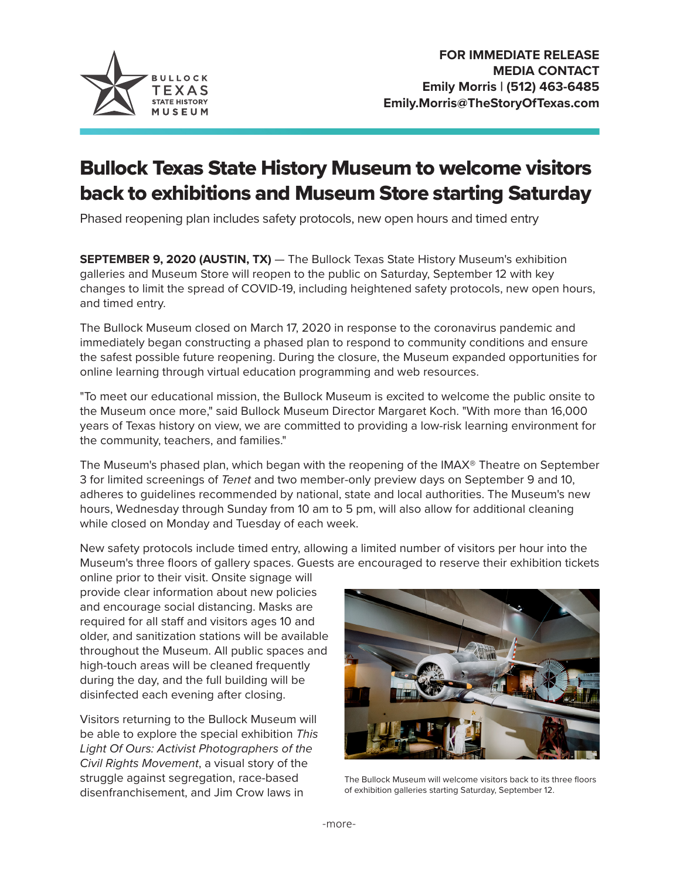**FOR IMMEDIATE RELEASE**
**MEDIA CONTACT**
**Emily Morris | (512) 463-6485**
**Emily.Morris@TheStoryOfTexas.com**

# Bullock Texas State History Museum to welcome visitors back to exhibitions and Museum Store starting Saturday

Phased reopening plan includes safety protocols, new open hours and timed entry

**SEPTEMBER 9, 2020 (AUSTIN, TX)** — The Bullock Texas State History Museum's exhibition galleries and Museum Store will reopen to the public on Saturday, September 12 with key changes to limit the spread of COVID-19, including heightened safety protocols, new open hours, and timed entry.

The Bullock Museum closed on March 17, 2020 in response to the coronavirus pandemic and immediately began constructing a phased plan to respond to community conditions and ensure the safest possible future reopening. During the closure, the Museum expanded opportunities for online learning through virtual education programming and web resources.

"To meet our educational mission, the Bullock Museum is excited to welcome the public onsite to the Museum once more," said Bullock Museum Director Margaret Koch. "With more than 16,000 years of Texas history on view, we are committed to providing a low-risk learning environment for the community, teachers, and families."

The Museum's phased plan, which began with the reopening of the IMAX® Theatre on September 3 for limited screenings of *Tenet* and two member-only preview days on September 9 and 10, adheres to guidelines recommended by national, state and local authorities. The Museum's new hours, Wednesday through Sunday from 10 am to 5 pm, will also allow for additional cleaning while closed on Monday and Tuesday of each week.

New safety protocols include timed entry, allowing a limited number of visitors per hour into the Museum's three floors of gallery spaces. Guests are encouraged to reserve their exhibition tickets online prior to their visit. Onsite signage will provide clear information about new policies and encourage social distancing. Masks are required for all staff and visitors ages 10 and older, and sanitization stations will be available throughout the Museum. All public spaces and high-touch areas will be cleaned frequently during the day, and the full building will be disinfected each evening after closing.

The Bullock Museum will welcome visitors back to its three floors of exhibition galleries starting Saturday, September 12.

Visitors returning to the Bullock Museum will be able to explore the special exhibition *This Light Of Ours: Activist Photographers of the Civil Rights Movement*, a visual story of the struggle against segregation, race-based disenfranchisement, and Jim Crow laws in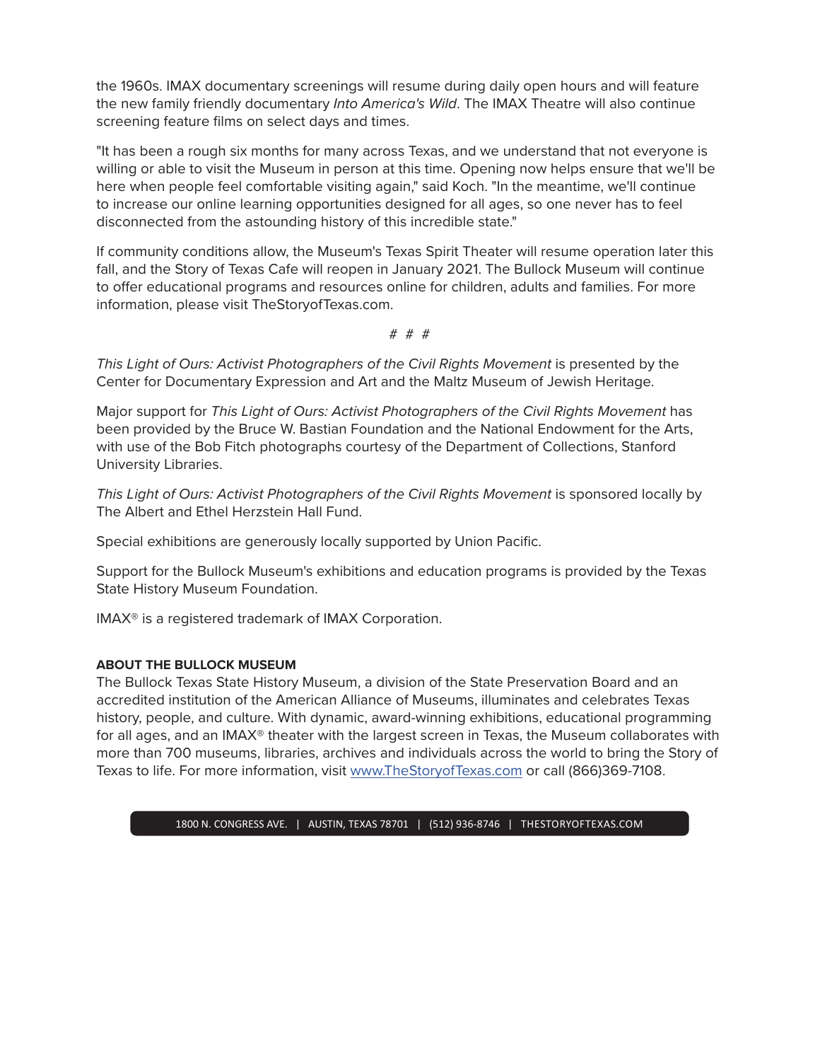the 1960s. IMAX documentary screenings will resume during daily open hours and will feature the new family friendly documentary *Into America's Wild*. The IMAX Theatre will also continue screening feature films on select days and times.

"It has been a rough six months for many across Texas, and we understand that not everyone is willing or able to visit the Museum in person at this time. Opening now helps ensure that we'll be here when people feel comfortable visiting again," said Koch. "In the meantime, we'll continue to increase our online learning opportunities designed for all ages, so one never has to feel disconnected from the astounding history of this incredible state."

If community conditions allow, the Museum's Texas Spirit Theater will resume operation later this fall, and the Story of Texas Cafe will reopen in January 2021. The Bullock Museum will continue to offer educational programs and resources online for children, adults and families. For more information, please visit TheStoryofTexas.com.

# # #

*This Light of Ours: Activist Photographers of the Civil Rights Movement* is presented by the Center for Documentary Expression and Art and the Maltz Museum of Jewish Heritage.

Major support for *This Light of Ours: Activist Photographers of the Civil Rights Movement* has been provided by the Bruce W. Bastian Foundation and the National Endowment for the Arts, with use of the Bob Fitch photographs courtesy of the Department of Collections, Stanford University Libraries.

*This Light of Ours: Activist Photographers of the Civil Rights Movement* is sponsored locally by The Albert and Ethel Herzstein Hall Fund.

Special exhibitions are generously locally supported by Union Pacific.

Support for the Bullock Museum's exhibitions and education programs is provided by the Texas State History Museum Foundation.

IMAX® is a registered trademark of IMAX Corporation.

**ABOUT THE BULLOCK MUSEUM**

The Bullock Texas State History Museum, a division of the State Preservation Board and an accredited institution of the American Alliance of Museums, illuminates and celebrates Texas history, people, and culture. With dynamic, award-winning exhibitions, educational programming for all ages, and an IMAX® theater with the largest screen in Texas, the Museum collaborates with more than 700 museums, libraries, archives and individuals across the world to bring the Story of Texas to life. For more information, visit [www.TheStoryofTexas.com](http://www.TheStoryofTexas.com) or call (866)369-7108.

1800 N. CONGRESS AVE. | AUSTIN, TEXAS 78701 | (512) 936-8746 | THESTORYOFTEXAS.COM